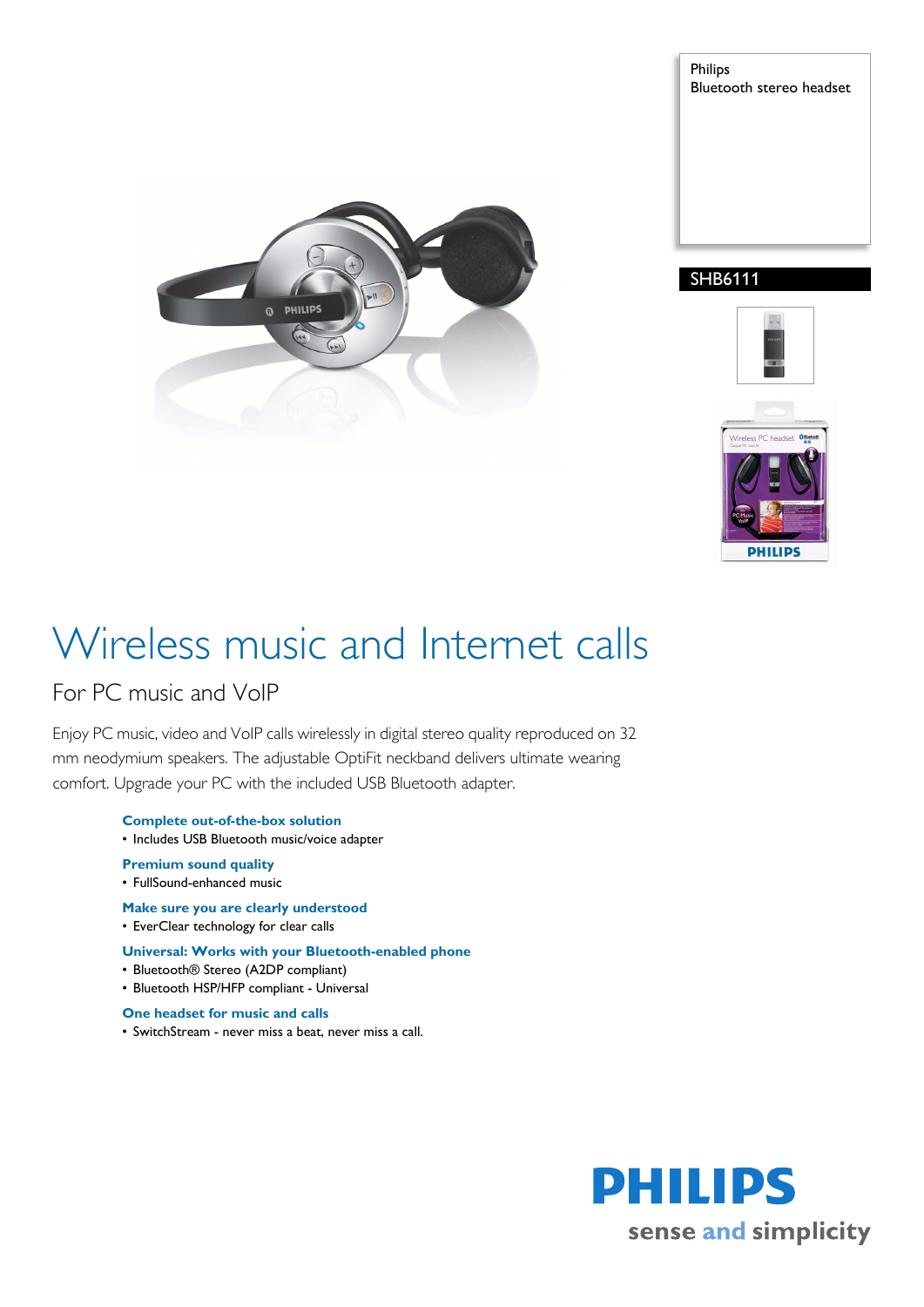Philips
Bluetooth stereo headset

SHB6111

# Wireless music and Internet calls

## For PC music and VoIP

Enjoy PC music, video and VoIP calls wirelessly in digital stereo quality reproduced on 32 mm neodymium speakers. The adjustable OptiFit neckband delivers ultimate wearing comfort. Upgrade your PC with the included USB Bluetooth adapter.

**Complete out-of-the-box solution**
- Includes USB Bluetooth music/voice adapter

**Premium sound quality**
- FullSound-enhanced music

**Make sure you are clearly understood**
- EverClear technology for clear calls

**Universal: Works with your Bluetooth-enabled phone**
- Bluetooth® Stereo (A2DP compliant)
- Bluetooth HSP/HFP compliant - Universal

**One headset for music and calls**
- SwitchStream - never miss a beat, never miss a call.

PHILIPS
sense and simplicity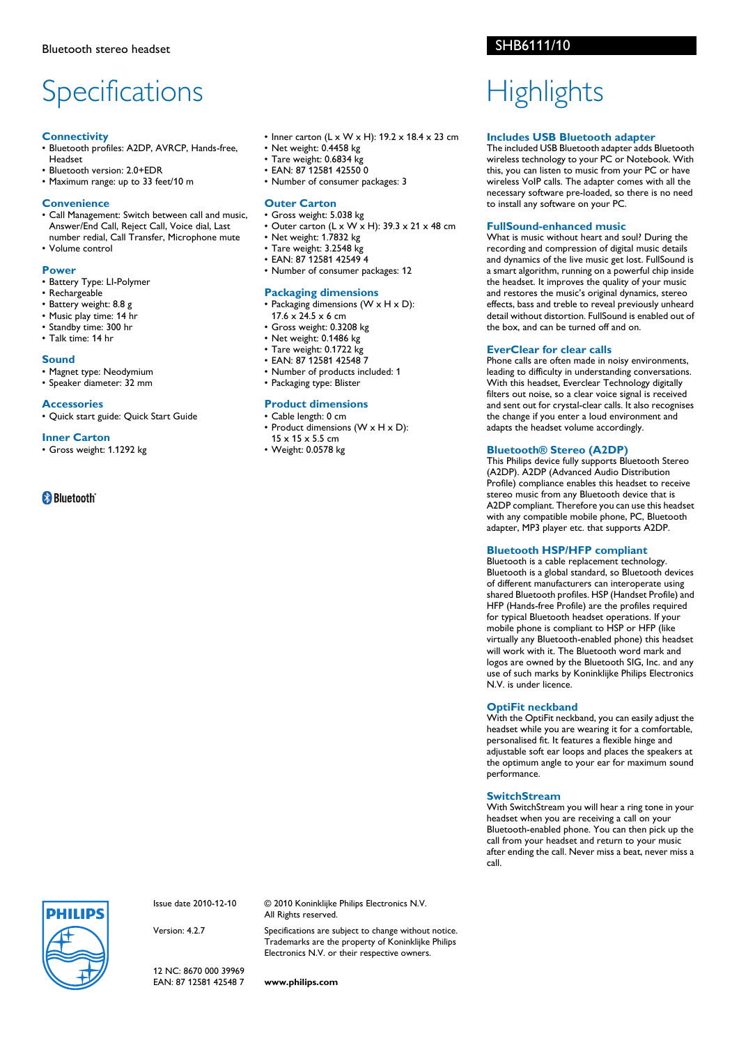Bluetooth stereo headset

SHB6111/10

# Specifications

### Connectivity
- Bluetooth profiles: A2DP, AVRCP, Hands-free, Headset
- Bluetooth version: 2.0+EDR
- Maximum range: up to 33 feet/10 m

### Convenience
- Call Management: Switch between call and music, Answer/End Call, Reject Call, Voice dial, Last number redial, Call Transfer, Microphone mute
- Volume control

### Power
- Battery Type: LI-Polymer
- Rechargeable
- Battery weight: 8.8 g
- Music play time: 14 hr
- Standby time: 300 hr
- Talk time: 14 hr

### Sound
- Magnet type: Neodymium
- Speaker diameter: 32 mm

### Accessories
- Quick start guide: Quick Start Guide

### Inner Carton
- Gross weight: 1.1292 kg
- Inner carton (L x W x H): 19.2 x 18.4 x 23 cm
- Net weight: 0.4458 kg
- Tare weight: 0.6834 kg
- EAN: 87 12581 42550 0
- Number of consumer packages: 3

### Outer Carton
- Gross weight: 5.038 kg
- Outer carton (L x W x H): 39.3 x 21 x 48 cm
- Net weight: 1.7832 kg
- Tare weight: 3.2548 kg
- EAN: 87 12581 42549 4
- Number of consumer packages: 12

### Packaging dimensions
- Packaging dimensions (W x H x D): 17.6 x 24.5 x 6 cm
- Gross weight: 0.3208 kg
- Net weight: 0.1486 kg
- Tare weight: 0.1722 kg
- EAN: 87 12581 42548 7
- Number of products included: 1
- Packaging type: Blister

### Product dimensions
- Cable length: 0 cm
- Product dimensions (W x H x D): 15 x 15 x 5.5 cm
- Weight: 0.0578 kg

Bluetooth

# Highlights

### Includes USB Bluetooth adapter
The included USB Bluetooth adapter adds Bluetooth wireless technology to your PC or Notebook. With this, you can listen to music from your PC or have wireless VoIP calls. The adapter comes with all the necessary software pre-loaded, so there is no need to install any software on your PC.

### FullSound-enhanced music
What is music without heart and soul? During the recording and compression of digital music details and dynamics of the live music get lost. FullSound is a smart algorithm, running on a powerful chip inside the headset. It improves the quality of your music and restores the music's original dynamics, stereo effects, bass and treble to reveal previously unheard detail without distortion. FullSound is enabled out of the box, and can be turned off and on.

### EverClear for clear calls
Phone calls are often made in noisy environments, leading to difficulty in understanding conversations. With this headset, Everclear Technology digitally filters out noise, so a clear voice signal is received and sent out for crystal-clear calls. It also recognises the change if you enter a loud environment and adapts the headset volume accordingly.

### Bluetooth® Stereo (A2DP)
This Philips device fully supports Bluetooth Stereo (A2DP). A2DP (Advanced Audio Distribution Profile) compliance enables this headset to receive stereo music from any Bluetooth device that is A2DP compliant. Therefore you can use this headset with any compatible mobile phone, PC, Bluetooth adapter, MP3 player etc. that supports A2DP.

### Bluetooth HSP/HFP compliant
Bluetooth is a cable replacement technology. Bluetooth is a global standard, so Bluetooth devices of different manufacturers can interoperate using shared Bluetooth profiles. HSP (Handset Profile) and HFP (Hands-free Profile) are the profiles required for typical Bluetooth headset operations. If your mobile phone is compliant to HSP or HFP (like virtually any Bluetooth-enabled phone) this headset will work with it. The Bluetooth word mark and logos are owned by the Bluetooth SIG, Inc. and any use of such marks by Koninklijke Philips Electronics N.V. is under licence.

### OptiFit neckband
With the OptiFit neckband, you can easily adjust the headset while you are wearing it for a comfortable, personalised fit. It features a flexible hinge and adjustable soft ear loops and places the speakers at the optimum angle to your ear for maximum sound performance.

### SwitchStream
With SwitchStream you will hear a ring tone in your headset when you are receiving a call on your Bluetooth-enabled phone. You can then pick up the call from your headset and return to your music after ending the call. Never miss a beat, never miss a call.

PHILIPS

Issue date 2010-12-10

Version: 4.2.7

12 NC: 8670 000 39969
EAN: 87 12581 42548 7

© 2010 Koninklijke Philips Electronics N.V.
All Rights reserved.

Specifications are subject to change without notice. Trademarks are the property of Koninklijke Philips Electronics N.V. or their respective owners.

**www.philips.com**